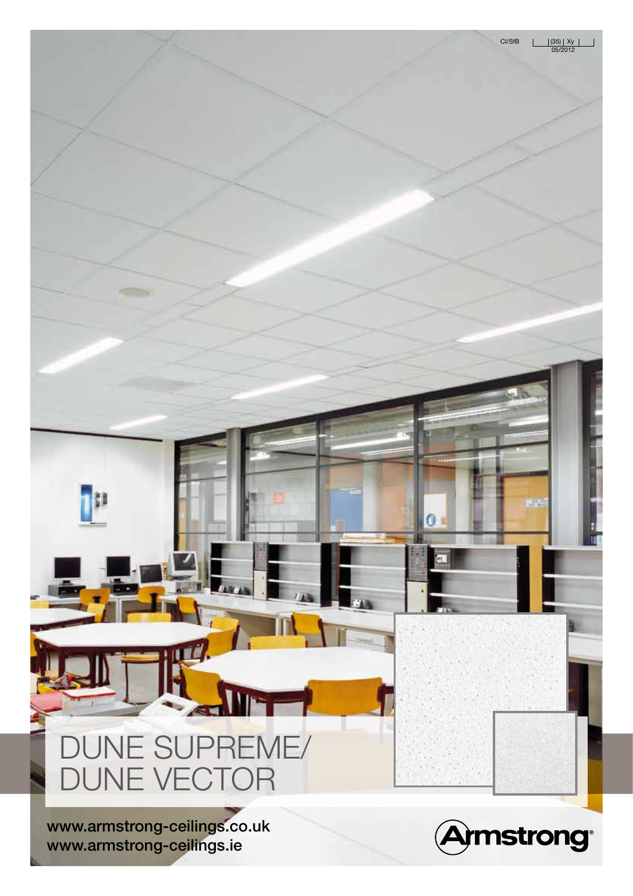CI/SfB | (35) | Xy |

05/2012

# DUNE SUPREME/ DUNE VECTOR

www.armstrong-ceilings.co.uk
www.armstrong-ceilings.ie

Armstrong®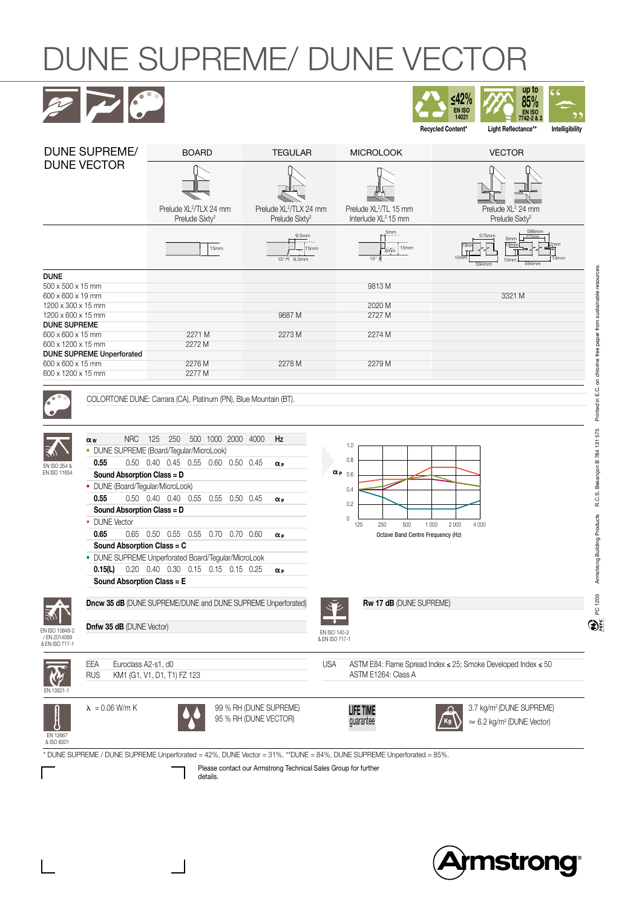# DUNE SUPREME/ DUNE VECTOR

≤42% EN ISO 14021 Recycled Content*

up to 85% EN ISO 7742-2 & 3 Light Reflectance**

Intelligibility

| DUNE SUPREME/ DUNE VECTOR | BOARD | TEGULAR | MICROLOOK | VECTOR |
|---|---|---|---|---|
| | Prelude XL²/TLX 24 mm Prelude Sixty² | Prelude XL²/TLX 24 mm Prelude Sixty² | Prelude XL²/TL 15 mm Interlude XL² 15 mm | Prelude XL² 24 mm Prelude Sixty² |
| | 15mm | 9.5mm 15mm 15° 6.5mm | 5mm 15mm 8mm 15° | 575mm 586mm 6mm 575mm 19mm 9mm 2mm 10mm 10mm 14mm 594mm 594mm |
| **DUNE** | | | | |
| 500 x 500 x 15 mm | | | 9813 M | |
| 600 x 600 x 19 mm | | | | 3321 M |
| 1200 x 300 x 15 mm | | | 2020 M | |
| 1200 x 600 x 15 mm | | 9687 M | 2727 M | |
| **DUNE SUPREME** | | | | |
| 600 x 600 x 15 mm | 2271 M | 2273 M | 2274 M | |
| 600 x 1200 x 15 mm | 2272 M | | | |
| **DUNE SUPREME Unperforated** | | | | |
| 600 x 600 x 15 mm | 2276 M | 2278 M | 2279 M | |
| 600 x 1200 x 15 mm | 2277 M | | | |

COLORTONE DUNE: Carrara (CA), Platinum (PN), Blue Mountain (BT).

EN ISO 354 & EN ISO 11654

| αw | NRC | 125 | 250 | 500 | 1000 | 2000 | 4000 | Hz |
|---|---|---|---|---|---|---|---|---|
| • DUNE SUPREME (Board/Tegular/MicroLook) | | | | | | | | |
| **0.55** | 0.50 | 0.40 | 0.45 | 0.55 | 0.60 | 0.50 | 0.45 | αp |
| **Sound Absorption Class = D** | | | | | | | | |
| • DUNE (Board/Tegular/MicroLook) | | | | | | | | |
| **0.55** | 0.50 | 0.40 | 0.40 | 0.55 | 0.55 | 0.50 | 0.45 | αp |
| **Sound Absorption Class = D** | | | | | | | | |
| • DUNE Vector | | | | | | | | |
| **0.65** | 0.65 | 0.50 | 0.55 | 0.55 | 0.70 | 0.70 | 0.60 | αp |
| **Sound Absorption Class = C** | | | | | | | | |
| • DUNE SUPREME Unperforated Board/Tegular/MicroLook | | | | | | | | |
| **0.15(L)** | 0.20 | 0.40 | 0.30 | 0.15 | 0.15 | 0.15 | 0.25 | αp |
| **Sound Absorption Class = E** | | | | | | | | |

αp
1.0
0.8
0.6
0.4
0.2
0
125 250 500 1 000 2 000 4 000
Octave Band Centre Frequency (Hz)

EN ISO 10848-2 / EN 2014069 & EN ISO 717-1

**Dncw 35 dB** (DUNE SUPREME/DUNE and DUNE SUPREME Unperforated)

**Dnfw 35 dB** (DUNE Vector)

EN ISO 140-3 & EN ISO 717-1

**Rw 17 dB** (DUNE SUPREME)

EN 13501-1

| | |
|---|---|
| EEA | Euroclass A2-s1, d0 |
| RUS | KM1 (G1, V1, D1, T1) FZ 123 |
| USA | ASTM E84: Flame Spread Index ≤ 25; Smoke Developed Index ≤ 50 |
| | ASTM E1264: Class A |

EN 12667 & ISO 8301

λ = 0.06 W/m K

99 % RH (DUNE SUPREME)
95 % RH (DUNE VECTOR)

LIFE TIME guarantee

3.7 kg/m² (DUNE SUPREME)
≃ 6.2 kg/m² (DUNE Vector)

\* DUNE SUPREME / DUNE SUPREME Unperforated = 42%, DUNE Vector = 31%. **DUNE = 84%, DUNE SUPREME Unperforated = 85%.

Please contact our Armstrong Technical Sales Group for further details.

Printed in E.C. on chlorine free paper from sustainable resources.

Armstrong Building Products R.C.S. Besançon B 784 131 575

PC 1205

Armstrong